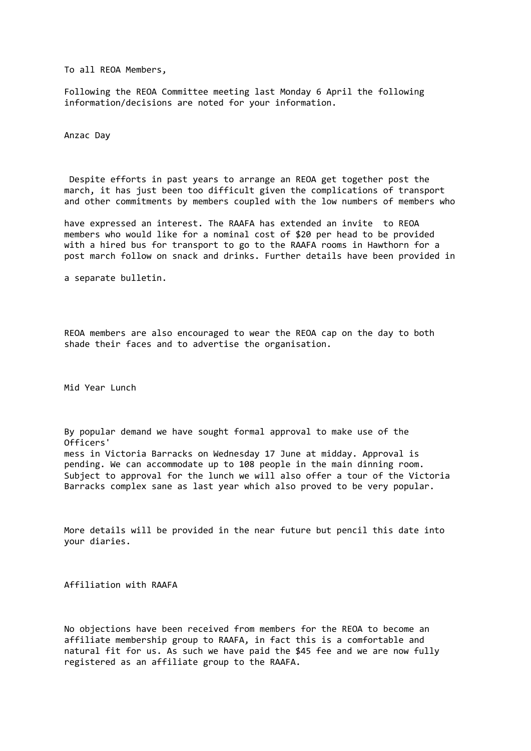To all REOA Members,

Following the REOA Committee meeting last Monday 6 April the following information/decisions are noted for your information.

## Anzac Day

Despite efforts in past years to arrange an REOA get together post the march, it has just been too difficult given the complications of transport and other commitments by members coupled with the low numbers of members who have expressed an interest. The RAAFA has extended an invite to REOA members who would like for a nominal cost of $20 per head to be provided with a hired bus for transport to go to the RAAFA rooms in Hawthorn for a post march follow on snack and drinks. Further details have been provided in a separate bulletin.

REOA members are also encouraged to wear the REOA cap on the day to both shade their faces and to advertise the organisation.

## Mid Year Lunch

By popular demand we have sought formal approval to make use of the Officers' mess in Victoria Barracks on Wednesday 17 June at midday. Approval is pending. We can accommodate up to 108 people in the main dinning room. Subject to approval for the lunch we will also offer a tour of the Victoria Barracks complex sane as last year which also proved to be very popular.

More details will be provided in the near future but pencil this date into your diaries.

## Affiliation with RAAFA

No objections have been received from members for the REOA to become an affiliate membership group to RAAFA, in fact this is a comfortable and natural fit for us. As such we have paid the $45 fee and we are now fully registered as an affiliate group to the RAAFA.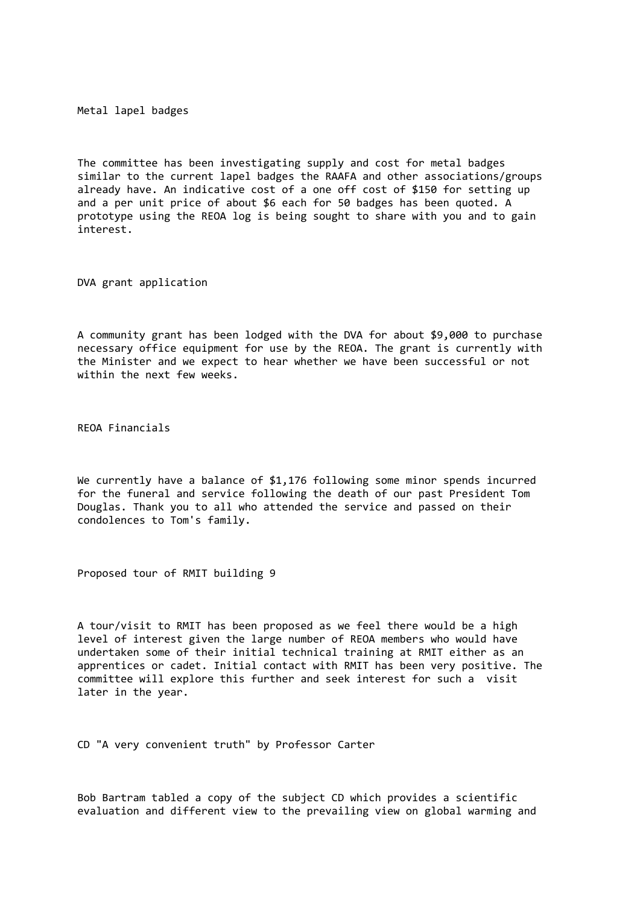Metal lapel badges

The committee has been investigating supply and cost for metal badges similar to the current lapel badges the RAAFA and other associations/groups already have. An indicative cost of a one off cost of $150 for setting up and a per unit price of about $6 each for 50 badges has been quoted. A prototype using the REOA log is being sought to share with you and to gain interest.

DVA grant application

A community grant has been lodged with the DVA for about $9,000 to purchase necessary office equipment for use by the REOA. The grant is currently with the Minister and we expect to hear whether we have been successful or not within the next few weeks.

REOA Financials

We currently have a balance of $1,176 following some minor spends incurred for the funeral and service following the death of our past President Tom Douglas. Thank you to all who attended the service and passed on their condolences to Tom's family.

Proposed tour of RMIT building 9

A tour/visit to RMIT has been proposed as we feel there would be a high level of interest given the large number of REOA members who would have undertaken some of their initial technical training at RMIT either as an apprentices or cadet. Initial contact with RMIT has been very positive. The committee will explore this further and seek interest for such a visit later in the year.

CD "A very convenient truth" by Professor Carter

Bob Bartram tabled a copy of the subject CD which provides a scientific evaluation and different view to the prevailing view on global warming and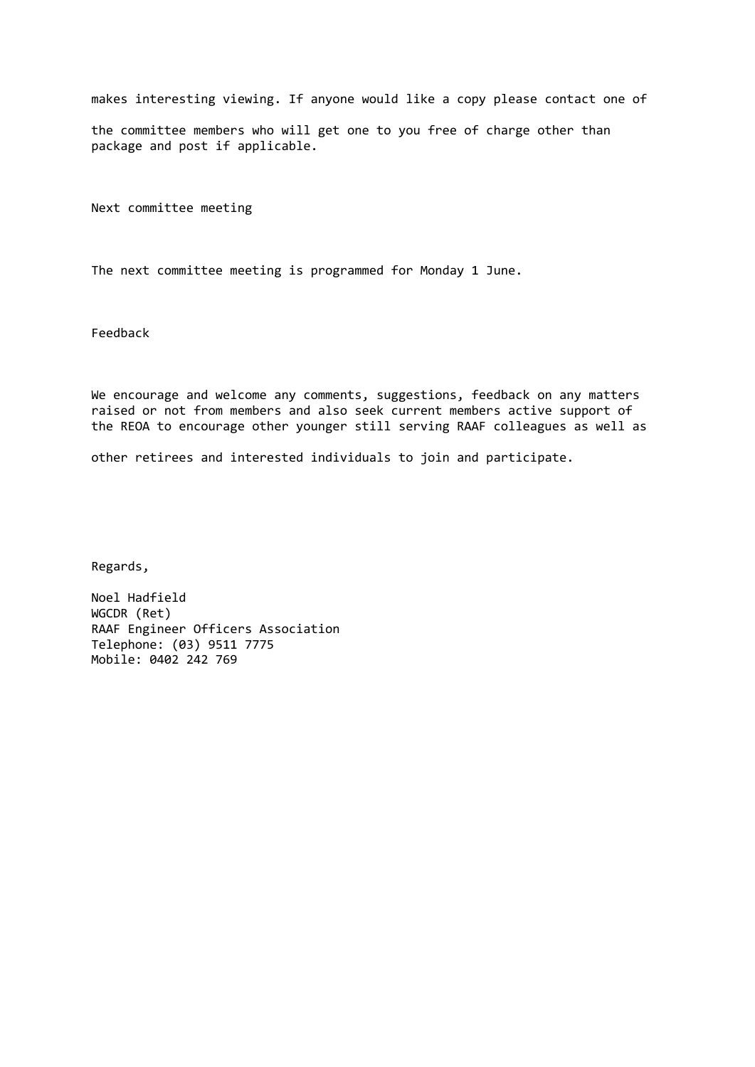makes interesting viewing. If anyone would like a copy please contact one of the committee members who will get one to you free of charge other than package and post if applicable.

## Next committee meeting

The next committee meeting is programmed for Monday 1 June.

## Feedback

We encourage and welcome any comments, suggestions, feedback on any matters raised or not from members and also seek current members active support of the REOA to encourage other younger still serving RAAF colleagues as well as other retirees and interested individuals to join and participate.

Regards,

Noel Hadfield
WGCDR (Ret)
RAAF Engineer Officers Association
Telephone: (03) 9511 7775
Mobile: 0402 242 769